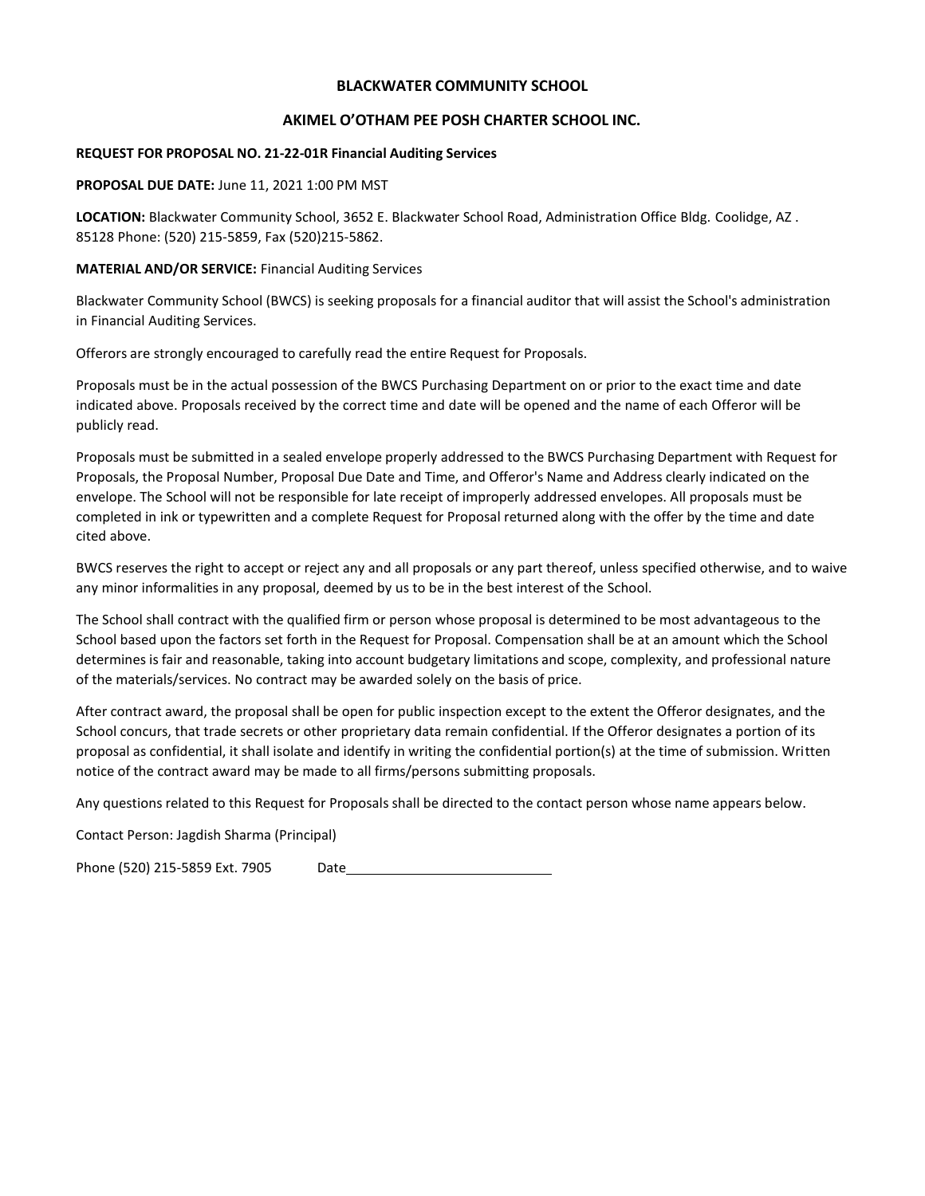# BLACKWATER COMMUNITY SCHOOL

## AKIMEL O'OTHAM PEE POSH CHARTER SCHOOL INC.

**REQUEST FOR PROPOSAL NO. 21-22-01R Financial Auditing Services**

**PROPOSAL DUE DATE:** June 11, 2021 1:00 PM MST

**LOCATION:** Blackwater Community School, 3652 E. Blackwater School Road, Administration Office Bldg. Coolidge, AZ . 85128 Phone: (520) 215-5859, Fax (520)215-5862.

**MATERIAL AND/OR SERVICE:** Financial Auditing Services

Blackwater Community School (BWCS) is seeking proposals for a financial auditor that will assist the School's administration in Financial Auditing Services.

Offerors are strongly encouraged to carefully read the entire Request for Proposals.

Proposals must be in the actual possession of the BWCS Purchasing Department on or prior to the exact time and date indicated above. Proposals received by the correct time and date will be opened and the name of each Offeror will be publicly read.

Proposals must be submitted in a sealed envelope properly addressed to the BWCS Purchasing Department with Request for Proposals, the Proposal Number, Proposal Due Date and Time, and Offeror's Name and Address clearly indicated on the envelope. The School will not be responsible for late receipt of improperly addressed envelopes. All proposals must be completed in ink or typewritten and a complete Request for Proposal returned along with the offer by the time and date cited above.

BWCS reserves the right to accept or reject any and all proposals or any part thereof, unless specified otherwise, and to waive any minor informalities in any proposal, deemed by us to be in the best interest of the School.

The School shall contract with the qualified firm or person whose proposal is determined to be most advantageous to the School based upon the factors set forth in the Request for Proposal. Compensation shall be at an amount which the School determines is fair and reasonable, taking into account budgetary limitations and scope, complexity, and professional nature of the materials/services. No contract may be awarded solely on the basis of price.

After contract award, the proposal shall be open for public inspection except to the extent the Offeror designates, and the School concurs, that trade secrets or other proprietary data remain confidential. If the Offeror designates a portion of its proposal as confidential, it shall isolate and identify in writing the confidential portion(s) at the time of submission. Written notice of the contract award may be made to all firms/persons submitting proposals.

Any questions related to this Request for Proposals shall be directed to the contact person whose name appears below.

Contact Person: Jagdish Sharma (Principal)

Phone (520) 215-5859 Ext. 7905 Date\_\_\_\_\_\_\_\_\_\_\_\_\_\_\_\_\_\_\_\_\_\_\_\_\_\_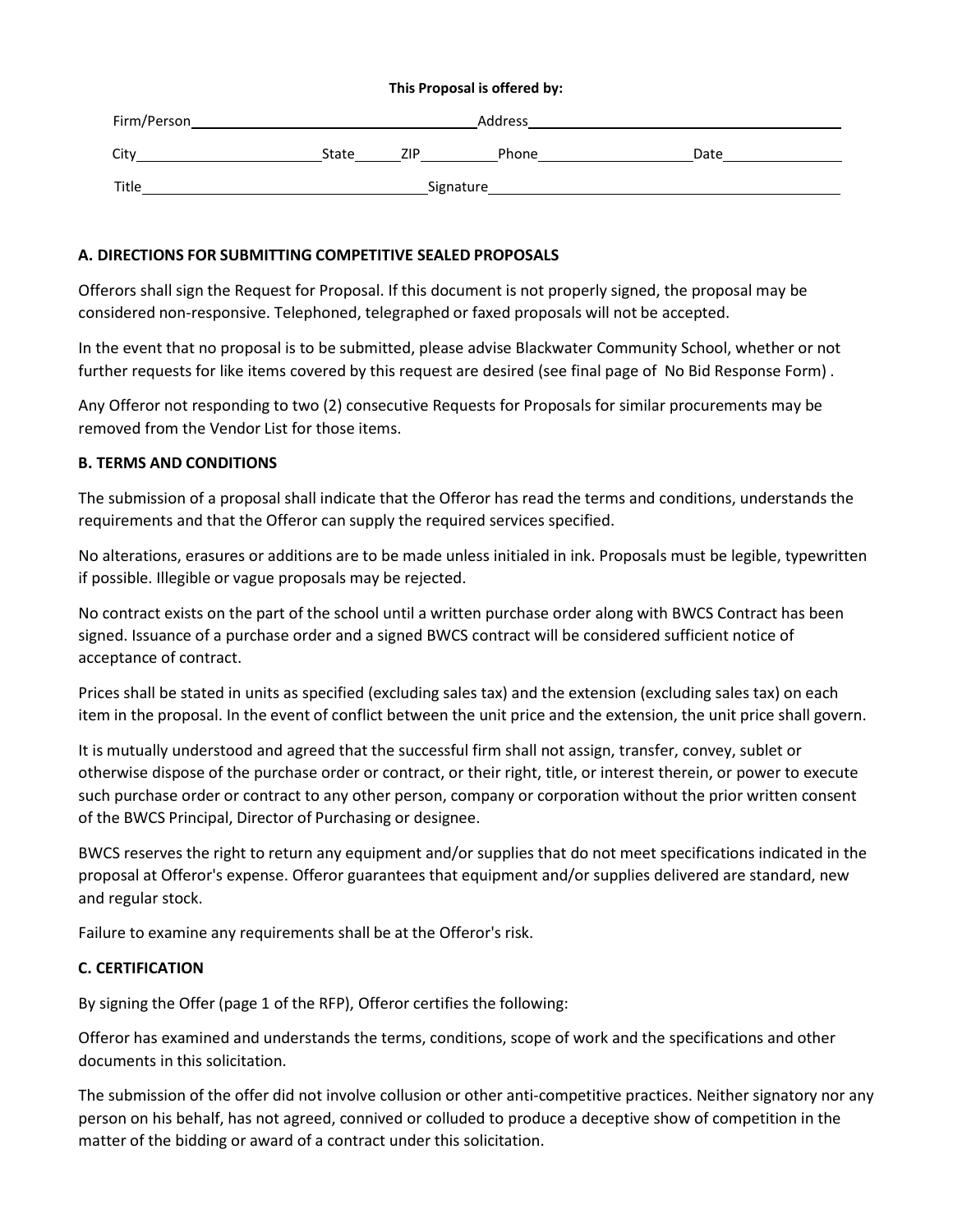**This Proposal is offered by:**

Firm/Person_______________________________ Address_______________________________

City____________________ State______ ZIP__________ Phone__________________ Date______________

Title_______________________________ Signature_______________________________________

### A. DIRECTIONS FOR SUBMITTING COMPETITIVE SEALED PROPOSALS

Offerors shall sign the Request for Proposal. If this document is not properly signed, the proposal may be considered non-responsive. Telephoned, telegraphed or faxed proposals will not be accepted.

In the event that no proposal is to be submitted, please advise Blackwater Community School, whether or not further requests for like items covered by this request are desired (see final page of No Bid Response Form) .

Any Offeror not responding to two (2) consecutive Requests for Proposals for similar procurements may be removed from the Vendor List for those items.

### B. TERMS AND CONDITIONS

The submission of a proposal shall indicate that the Offeror has read the terms and conditions, understands the requirements and that the Offeror can supply the required services specified.

No alterations, erasures or additions are to be made unless initialed in ink. Proposals must be legible, typewritten if possible. Illegible or vague proposals may be rejected.

No contract exists on the part of the school until a written purchase order along with BWCS Contract has been signed. Issuance of a purchase order and a signed BWCS contract will be considered sufficient notice of acceptance of contract.

Prices shall be stated in units as specified (excluding sales tax) and the extension (excluding sales tax) on each item in the proposal. In the event of conflict between the unit price and the extension, the unit price shall govern.

It is mutually understood and agreed that the successful firm shall not assign, transfer, convey, sublet or otherwise dispose of the purchase order or contract, or their right, title, or interest therein, or power to execute such purchase order or contract to any other person, company or corporation without the prior written consent of the BWCS Principal, Director of Purchasing or designee.

BWCS reserves the right to return any equipment and/or supplies that do not meet specifications indicated in the proposal at Offeror's expense. Offeror guarantees that equipment and/or supplies delivered are standard, new and regular stock.

Failure to examine any requirements shall be at the Offeror's risk.

### C. CERTIFICATION

By signing the Offer (page 1 of the RFP), Offeror certifies the following:

Offeror has examined and understands the terms, conditions, scope of work and the specifications and other documents in this solicitation.

The submission of the offer did not involve collusion or other anti-competitive practices. Neither signatory nor any person on his behalf, has not agreed, connived or colluded to produce a deceptive show of competition in the matter of the bidding or award of a contract under this solicitation.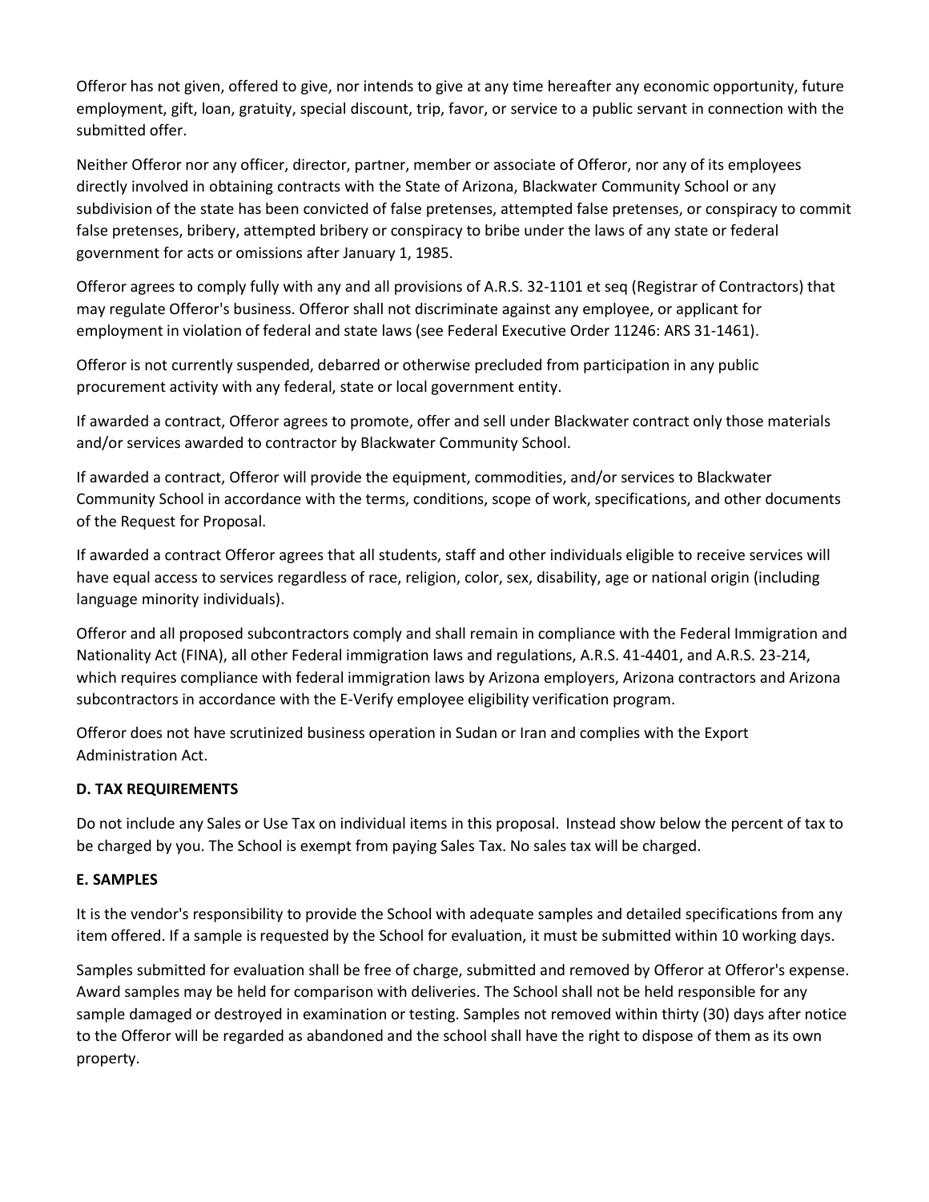Offeror has not given, offered to give, nor intends to give at any time hereafter any economic opportunity, future employment, gift, loan, gratuity, special discount, trip, favor, or service to a public servant in connection with the submitted offer.

Neither Offeror nor any officer, director, partner, member or associate of Offeror, nor any of its employees directly involved in obtaining contracts with the State of Arizona, Blackwater Community School or any subdivision of the state has been convicted of false pretenses, attempted false pretenses, or conspiracy to commit false pretenses, bribery, attempted bribery or conspiracy to bribe under the laws of any state or federal government for acts or omissions after January 1, 1985.

Offeror agrees to comply fully with any and all provisions of A.R.S. 32-1101 et seq (Registrar of Contractors) that may regulate Offeror's business. Offeror shall not discriminate against any employee, or applicant for employment in violation of federal and state laws (see Federal Executive Order 11246: ARS 31-1461).

Offeror is not currently suspended, debarred or otherwise precluded from participation in any public procurement activity with any federal, state or local government entity.

If awarded a contract, Offeror agrees to promote, offer and sell under Blackwater contract only those materials and/or services awarded to contractor by Blackwater Community School.

If awarded a contract, Offeror will provide the equipment, commodities, and/or services to Blackwater Community School in accordance with the terms, conditions, scope of work, specifications, and other documents of the Request for Proposal.

If awarded a contract Offeror agrees that all students, staff and other individuals eligible to receive services will have equal access to services regardless of race, religion, color, sex, disability, age or national origin (including language minority individuals).

Offeror and all proposed subcontractors comply and shall remain in compliance with the Federal Immigration and Nationality Act (FINA), all other Federal immigration laws and regulations, A.R.S. 41-4401, and A.R.S. 23-214, which requires compliance with federal immigration laws by Arizona employers, Arizona contractors and Arizona subcontractors in accordance with the E-Verify employee eligibility verification program.

Offeror does not have scrutinized business operation in Sudan or Iran and complies with the Export Administration Act.

**D. TAX REQUIREMENTS**

Do not include any Sales or Use Tax on individual items in this proposal. Instead show below the percent of tax to be charged by you. The School is exempt from paying Sales Tax. No sales tax will be charged.

**E. SAMPLES**

It is the vendor's responsibility to provide the School with adequate samples and detailed specifications from any item offered. If a sample is requested by the School for evaluation, it must be submitted within 10 working days.

Samples submitted for evaluation shall be free of charge, submitted and removed by Offeror at Offeror's expense. Award samples may be held for comparison with deliveries. The School shall not be held responsible for any sample damaged or destroyed in examination or testing. Samples not removed within thirty (30) days after notice to the Offeror will be regarded as abandoned and the school shall have the right to dispose of them as its own property.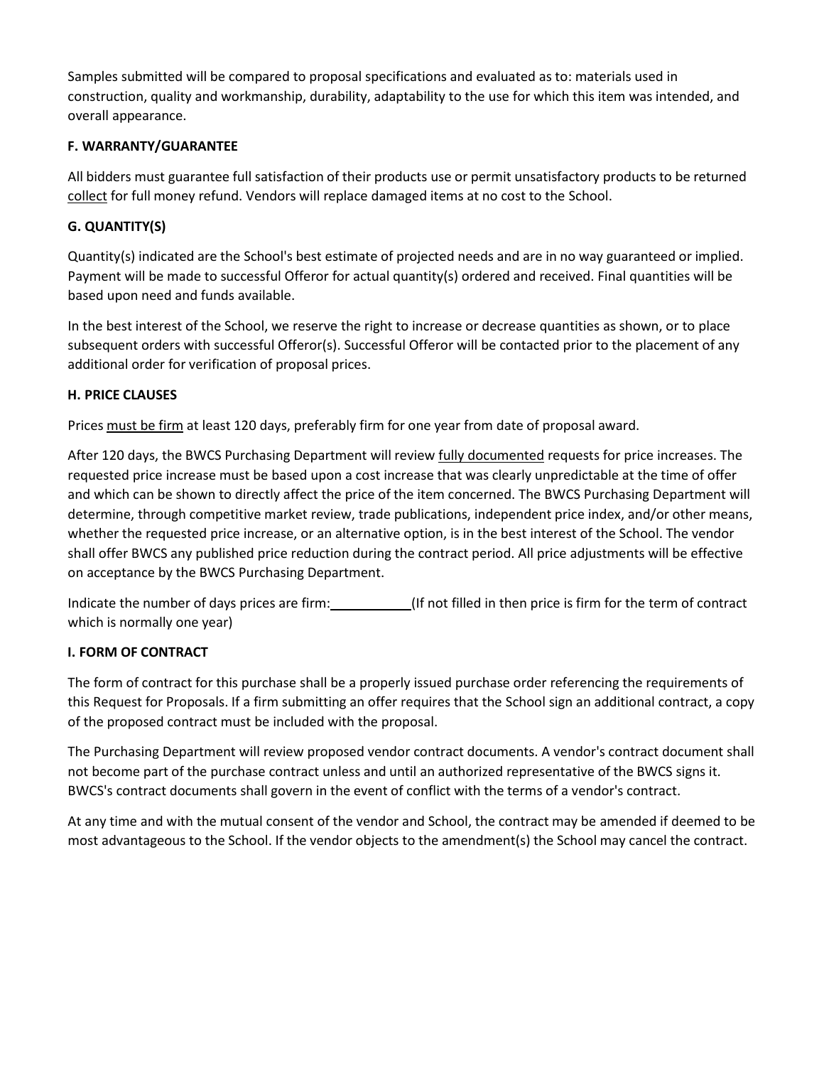Samples submitted will be compared to proposal specifications and evaluated as to: materials used in construction, quality and workmanship, durability, adaptability to the use for which this item was intended, and overall appearance.

**F. WARRANTY/GUARANTEE**

All bidders must guarantee full satisfaction of their products use or permit unsatisfactory products to be returned collect for full money refund. Vendors will replace damaged items at no cost to the School.

**G. QUANTITY(S)**

Quantity(s) indicated are the School's best estimate of projected needs and are in no way guaranteed or implied. Payment will be made to successful Offeror for actual quantity(s) ordered and received. Final quantities will be based upon need and funds available.

In the best interest of the School, we reserve the right to increase or decrease quantities as shown, or to place subsequent orders with successful Offeror(s). Successful Offeror will be contacted prior to the placement of any additional order for verification of proposal prices.

**H. PRICE CLAUSES**

Prices must be firm at least 120 days, preferably firm for one year from date of proposal award.

After 120 days, the BWCS Purchasing Department will review fully documented requests for price increases. The requested price increase must be based upon a cost increase that was clearly unpredictable at the time of offer and which can be shown to directly affect the price of the item concerned. The BWCS Purchasing Department will determine, through competitive market review, trade publications, independent price index, and/or other means, whether the requested price increase, or an alternative option, is in the best interest of the School. The vendor shall offer BWCS any published price reduction during the contract period. All price adjustments will be effective on acceptance by the BWCS Purchasing Department.

Indicate the number of days prices are firm: ___________ (If not filled in then price is firm for the term of contract which is normally one year)

**I. FORM OF CONTRACT**

The form of contract for this purchase shall be a properly issued purchase order referencing the requirements of this Request for Proposals. If a firm submitting an offer requires that the School sign an additional contract, a copy of the proposed contract must be included with the proposal.

The Purchasing Department will review proposed vendor contract documents. A vendor's contract document shall not become part of the purchase contract unless and until an authorized representative of the BWCS signs it. BWCS's contract documents shall govern in the event of conflict with the terms of a vendor's contract.

At any time and with the mutual consent of the vendor and School, the contract may be amended if deemed to be most advantageous to the School. If the vendor objects to the amendment(s) the School may cancel the contract.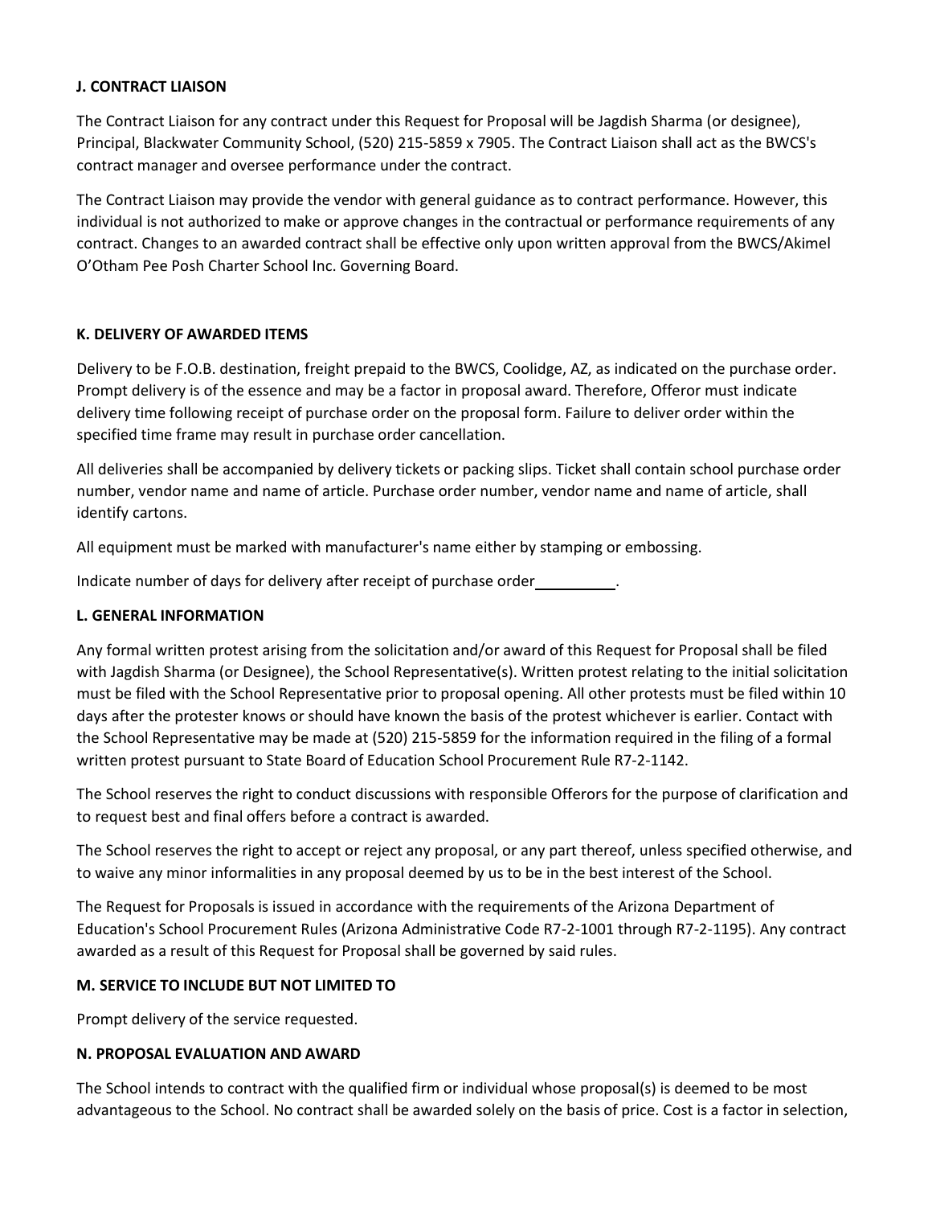**J. CONTRACT LIAISON**

The Contract Liaison for any contract under this Request for Proposal will be Jagdish Sharma (or designee), Principal, Blackwater Community School, (520) 215-5859 x 7905. The Contract Liaison shall act as the BWCS's contract manager and oversee performance under the contract.

The Contract Liaison may provide the vendor with general guidance as to contract performance. However, this individual is not authorized to make or approve changes in the contractual or performance requirements of any contract. Changes to an awarded contract shall be effective only upon written approval from the BWCS/Akimel O'Otham Pee Posh Charter School Inc. Governing Board.

**K. DELIVERY OF AWARDED ITEMS**

Delivery to be F.O.B. destination, freight prepaid to the BWCS, Coolidge, AZ, as indicated on the purchase order. Prompt delivery is of the essence and may be a factor in proposal award. Therefore, Offeror must indicate delivery time following receipt of purchase order on the proposal form. Failure to deliver order within the specified time frame may result in purchase order cancellation.

All deliveries shall be accompanied by delivery tickets or packing slips. Ticket shall contain school purchase order number, vendor name and name of article. Purchase order number, vendor name and name of article, shall identify cartons.

All equipment must be marked with manufacturer's name either by stamping or embossing.

Indicate number of days for delivery after receipt of purchase order__________.

**L. GENERAL INFORMATION**

Any formal written protest arising from the solicitation and/or award of this Request for Proposal shall be filed with Jagdish Sharma (or Designee), the School Representative(s). Written protest relating to the initial solicitation must be filed with the School Representative prior to proposal opening. All other protests must be filed within 10 days after the protester knows or should have known the basis of the protest whichever is earlier. Contact with the School Representative may be made at (520) 215-5859 for the information required in the filing of a formal written protest pursuant to State Board of Education School Procurement Rule R7-2-1142.

The School reserves the right to conduct discussions with responsible Offerors for the purpose of clarification and to request best and final offers before a contract is awarded.

The School reserves the right to accept or reject any proposal, or any part thereof, unless specified otherwise, and to waive any minor informalities in any proposal deemed by us to be in the best interest of the School.

The Request for Proposals is issued in accordance with the requirements of the Arizona Department of Education's School Procurement Rules (Arizona Administrative Code R7-2-1001 through R7-2-1195). Any contract awarded as a result of this Request for Proposal shall be governed by said rules.

**M. SERVICE TO INCLUDE BUT NOT LIMITED TO**

Prompt delivery of the service requested.

**N. PROPOSAL EVALUATION AND AWARD**

The School intends to contract with the qualified firm or individual whose proposal(s) is deemed to be most advantageous to the School. No contract shall be awarded solely on the basis of price. Cost is a factor in selection,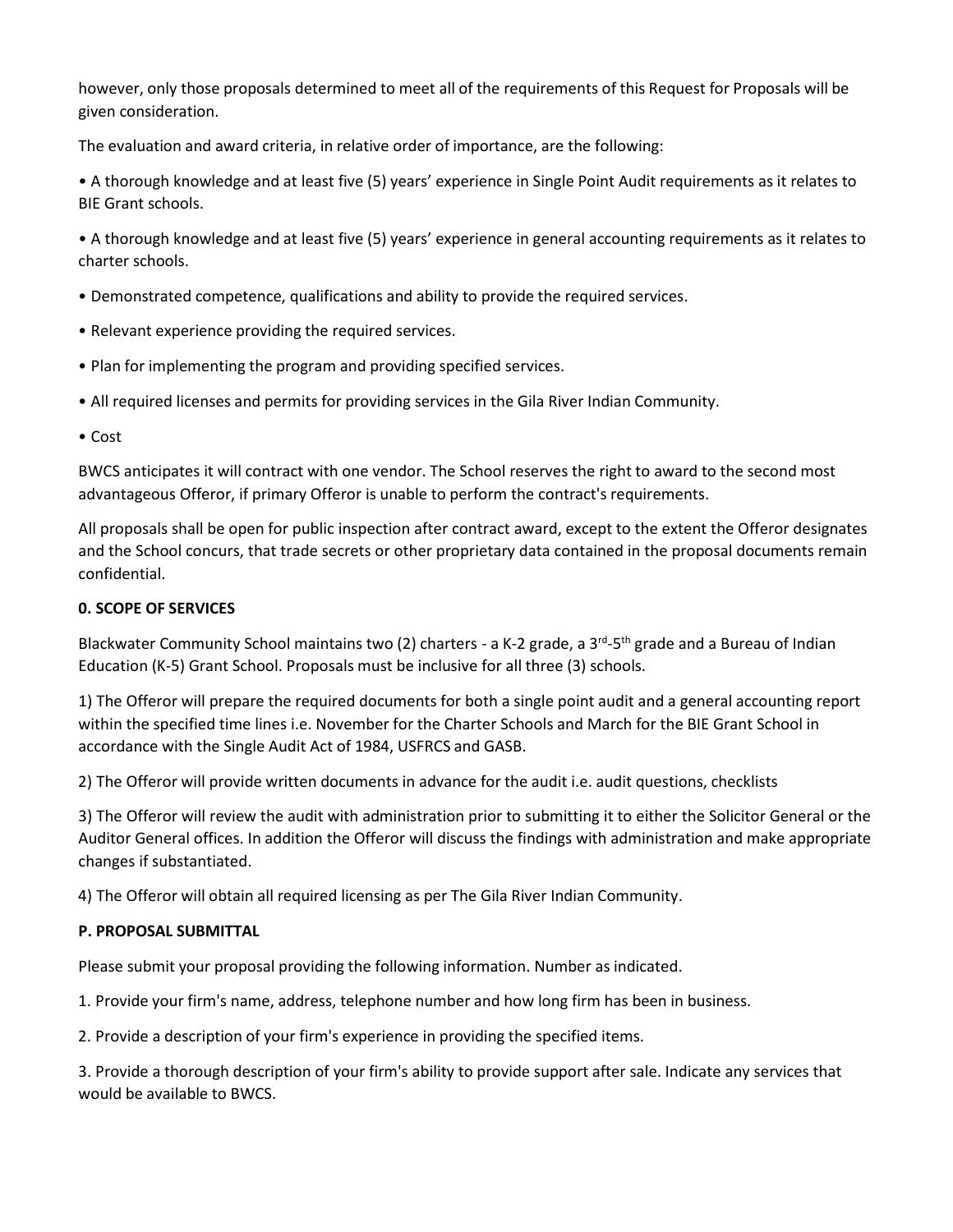however, only those proposals determined to meet all of the requirements of this Request for Proposals will be given consideration.

The evaluation and award criteria, in relative order of importance, are the following:

• A thorough knowledge and at least five (5) years' experience in Single Point Audit requirements as it relates to BIE Grant schools.

• A thorough knowledge and at least five (5) years' experience in general accounting requirements as it relates to charter schools.

• Demonstrated competence, qualifications and ability to provide the required services.

• Relevant experience providing the required services.

• Plan for implementing the program and providing specified services.

• All required licenses and permits for providing services in the Gila River Indian Community.

• Cost

BWCS anticipates it will contract with one vendor. The School reserves the right to award to the second most advantageous Offeror, if primary Offeror is unable to perform the contract's requirements.

All proposals shall be open for public inspection after contract award, except to the extent the Offeror designates and the School concurs, that trade secrets or other proprietary data contained in the proposal documents remain confidential.

**0. SCOPE OF SERVICES**

Blackwater Community School maintains two (2) charters - a K-2 grade, a 3rd-5th grade and a Bureau of Indian Education (K-5) Grant School. Proposals must be inclusive for all three (3) schools.

1) The Offeror will prepare the required documents for both a single point audit and a general accounting report within the specified time lines i.e. November for the Charter Schools and March for the BIE Grant School in accordance with the Single Audit Act of 1984, USFRCS and GASB.

2) The Offeror will provide written documents in advance for the audit i.e. audit questions, checklists

3) The Offeror will review the audit with administration prior to submitting it to either the Solicitor General or the Auditor General offices. In addition the Offeror will discuss the findings with administration and make appropriate changes if substantiated.

4) The Offeror will obtain all required licensing as per The Gila River Indian Community.

**P. PROPOSAL SUBMITTAL**

Please submit your proposal providing the following information. Number as indicated.

1. Provide your firm's name, address, telephone number and how long firm has been in business.

2. Provide a description of your firm's experience in providing the specified items.

3. Provide a thorough description of your firm's ability to provide support after sale. Indicate any services that would be available to BWCS.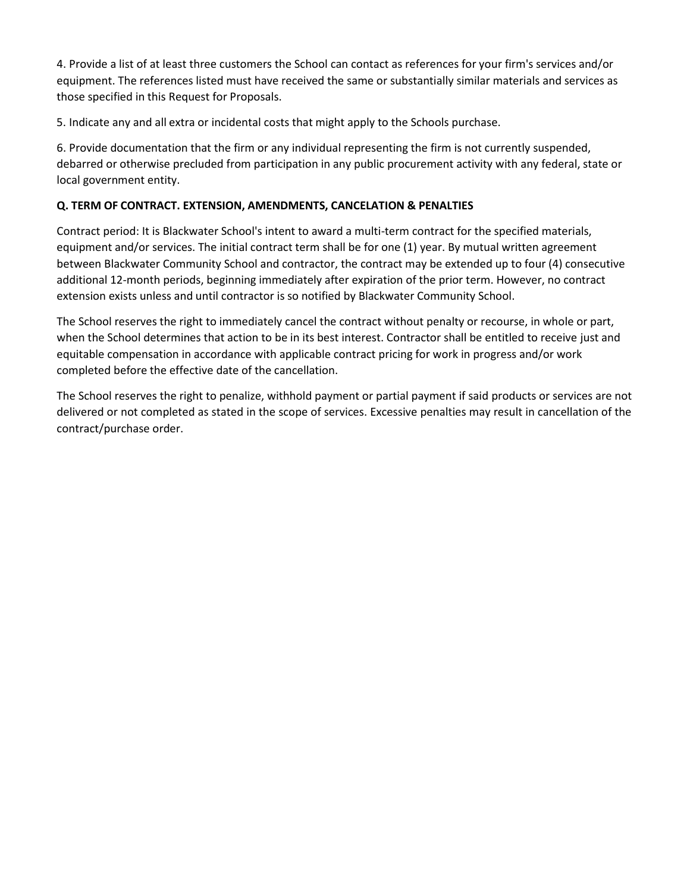4. Provide a list of at least three customers the School can contact as references for your firm's services and/or equipment. The references listed must have received the same or substantially similar materials and services as those specified in this Request for Proposals.

5. Indicate any and all extra or incidental costs that might apply to the Schools purchase.

6. Provide documentation that the firm or any individual representing the firm is not currently suspended, debarred or otherwise precluded from participation in any public procurement activity with any federal, state or local government entity.

**Q. TERM OF CONTRACT. EXTENSION, AMENDMENTS, CANCELATION & PENALTIES**

Contract period: It is Blackwater School's intent to award a multi-term contract for the specified materials, equipment and/or services. The initial contract term shall be for one (1) year. By mutual written agreement between Blackwater Community School and contractor, the contract may be extended up to four (4) consecutive additional 12-month periods, beginning immediately after expiration of the prior term. However, no contract extension exists unless and until contractor is so notified by Blackwater Community School.

The School reserves the right to immediately cancel the contract without penalty or recourse, in whole or part, when the School determines that action to be in its best interest. Contractor shall be entitled to receive just and equitable compensation in accordance with applicable contract pricing for work in progress and/or work completed before the effective date of the cancellation.

The School reserves the right to penalize, withhold payment or partial payment if said products or services are not delivered or not completed as stated in the scope of services. Excessive penalties may result in cancellation of the contract/purchase order.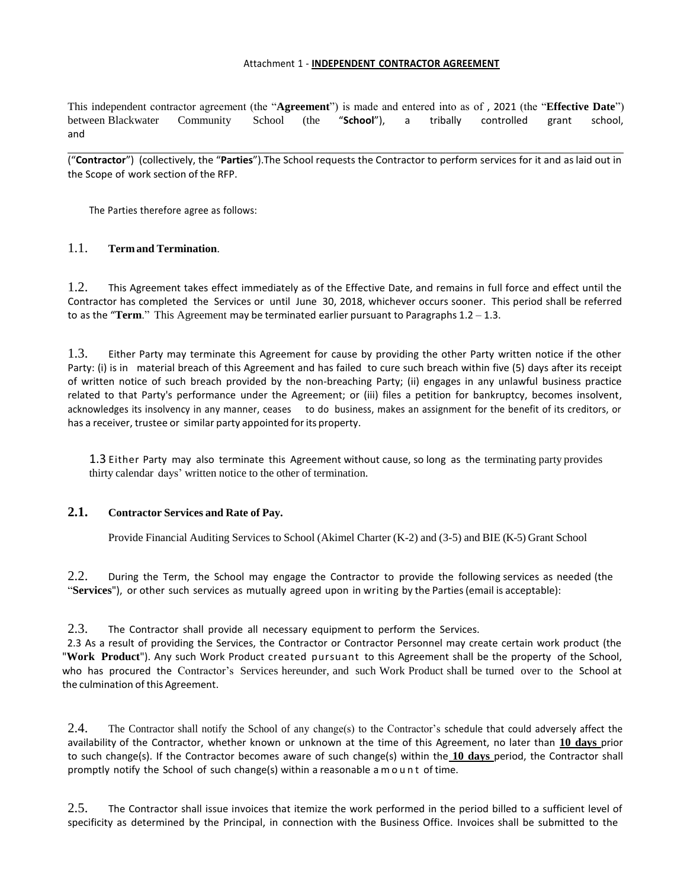Attachment 1 - **INDEPENDENT CONTRACTOR AGREEMENT**

This independent contractor agreement (the "**Agreement**") is made and entered into as of , 2021 (the "**Effective Date**") between Blackwater Community School (the "**School**"), a tribally controlled grant school, and

("**Contractor**") (collectively, the "**Parties**").The School requests the Contractor to perform services for it and as laid out in the Scope of work section of the RFP.

The Parties therefore agree as follows:

1.1. **Term and Termination**.

1.2. This Agreement takes effect immediately as of the Effective Date, and remains in full force and effect until the Contractor has completed the Services or until June 30, 2018, whichever occurs sooner. This period shall be referred to as the "**Term**." This Agreement may be terminated earlier pursuant to Paragraphs 1.2 – 1.3.

1.3. Either Party may terminate this Agreement for cause by providing the other Party written notice if the other Party: (i) is in material breach of this Agreement and has failed to cure such breach within five (5) days after its receipt of written notice of such breach provided by the non-breaching Party; (ii) engages in any unlawful business practice related to that Party's performance under the Agreement; or (iii) files a petition for bankruptcy, becomes insolvent, acknowledges its insolvency in any manner, ceases to do business, makes an assignment for the benefit of its creditors, or has a receiver, trustee or similar party appointed for its property.

1.3 Either Party may also terminate this Agreement without cause, so long as the terminating party provides thirty calendar days' written notice to the other of termination.

**2.1. Contractor Services and Rate of Pay.**

Provide Financial Auditing Services to School (Akimel Charter (K-2) and (3-5) and BIE (K-5) Grant School

2.2. During the Term, the School may engage the Contractor to provide the following services as needed (the "**Services**"), or other such services as mutually agreed upon in writing by the Parties (email is acceptable):

2.3. The Contractor shall provide all necessary equipment to perform the Services.

2.3 As a result of providing the Services, the Contractor or Contractor Personnel may create certain work product (the "**Work Product**"). Any such Work Product created pursuant to this Agreement shall be the property of the School, who has procured the Contractor's Services hereunder, and such Work Product shall be turned over to the School at the culmination of this Agreement.

2.4. The Contractor shall notify the School of any change(s) to the Contractor's schedule that could adversely affect the availability of the Contractor, whether known or unknown at the time of this Agreement, no later than **10 days** prior to such change(s). If the Contractor becomes aware of such change(s) within the **10 days** period, the Contractor shall promptly notify the School of such change(s) within a reasonable amount of time.

2.5. The Contractor shall issue invoices that itemize the work performed in the period billed to a sufficient level of specificity as determined by the Principal, in connection with the Business Office. Invoices shall be submitted to the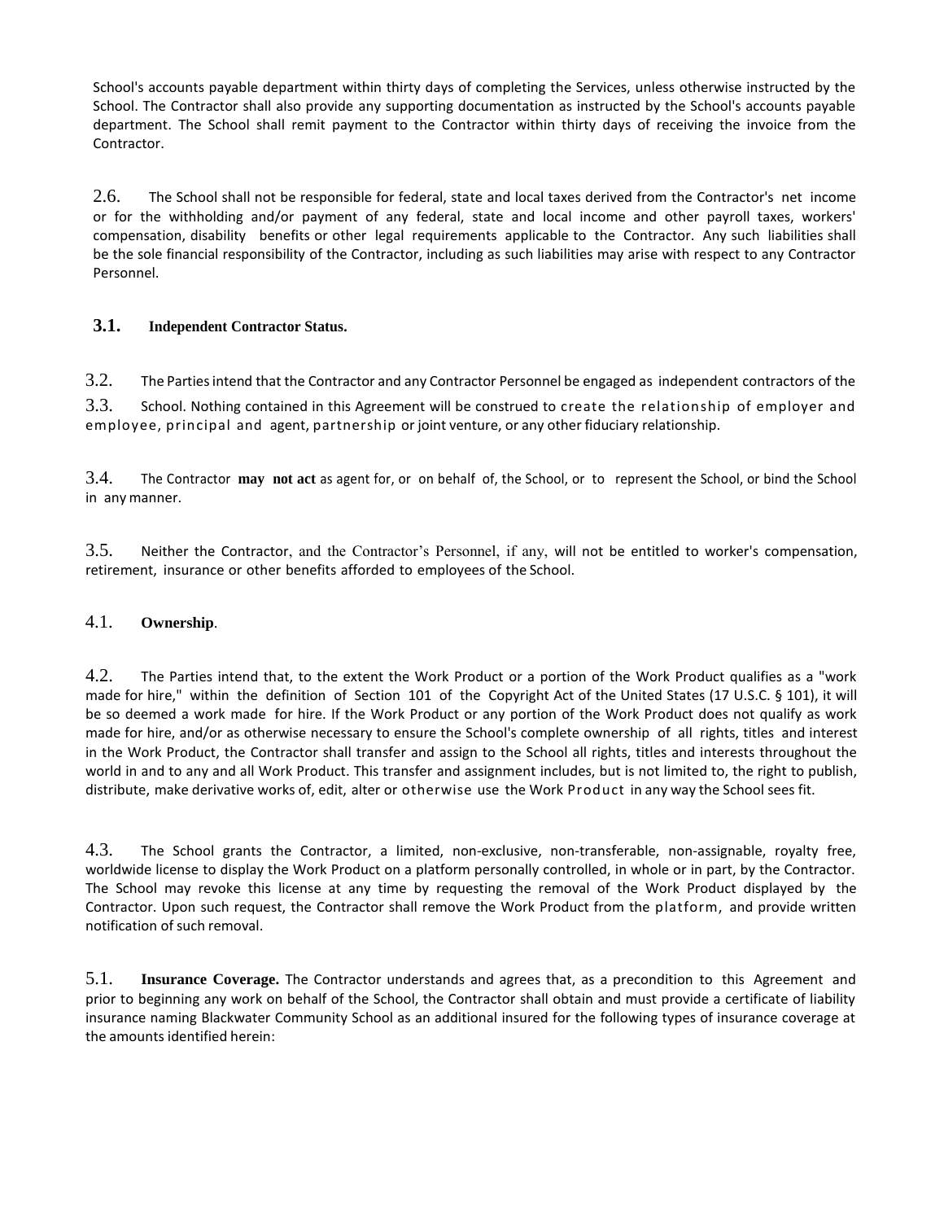School's accounts payable department within thirty days of completing the Services, unless otherwise instructed by the School. The Contractor shall also provide any supporting documentation as instructed by the School's accounts payable department. The School shall remit payment to the Contractor within thirty days of receiving the invoice from the Contractor.

2.6. The School shall not be responsible for federal, state and local taxes derived from the Contractor's net income or for the withholding and/or payment of any federal, state and local income and other payroll taxes, workers' compensation, disability benefits or other legal requirements applicable to the Contractor. Any such liabilities shall be the sole financial responsibility of the Contractor, including as such liabilities may arise with respect to any Contractor Personnel.

**3.1. Independent Contractor Status.**

3.2. The Parties intend that the Contractor and any Contractor Personnel be engaged as independent contractors of the

3.3. School. Nothing contained in this Agreement will be construed to create the relationship of employer and employee, principal and agent, partnership or joint venture, or any other fiduciary relationship.

3.4. The Contractor **may not act** as agent for, or on behalf of, the School, or to represent the School, or bind the School in any manner.

3.5. Neither the Contractor, and the Contractor's Personnel, if any, will not be entitled to worker's compensation, retirement, insurance or other benefits afforded to employees of the School.

4.1. **Ownership**.

4.2. The Parties intend that, to the extent the Work Product or a portion of the Work Product qualifies as a "work made for hire," within the definition of Section 101 of the Copyright Act of the United States (17 U.S.C. § 101), it will be so deemed a work made for hire. If the Work Product or any portion of the Work Product does not qualify as work made for hire, and/or as otherwise necessary to ensure the School's complete ownership of all rights, titles and interest in the Work Product, the Contractor shall transfer and assign to the School all rights, titles and interests throughout the world in and to any and all Work Product. This transfer and assignment includes, but is not limited to, the right to publish, distribute, make derivative works of, edit, alter or otherwise use the Work Product in any way the School sees fit.

4.3. The School grants the Contractor, a limited, non-exclusive, non-transferable, non-assignable, royalty free, worldwide license to display the Work Product on a platform personally controlled, in whole or in part, by the Contractor. The School may revoke this license at any time by requesting the removal of the Work Product displayed by the Contractor. Upon such request, the Contractor shall remove the Work Product from the platform, and provide written notification of such removal.

5.1. **Insurance Coverage.** The Contractor understands and agrees that, as a precondition to this Agreement and prior to beginning any work on behalf of the School, the Contractor shall obtain and must provide a certificate of liability insurance naming Blackwater Community School as an additional insured for the following types of insurance coverage at the amounts identified herein: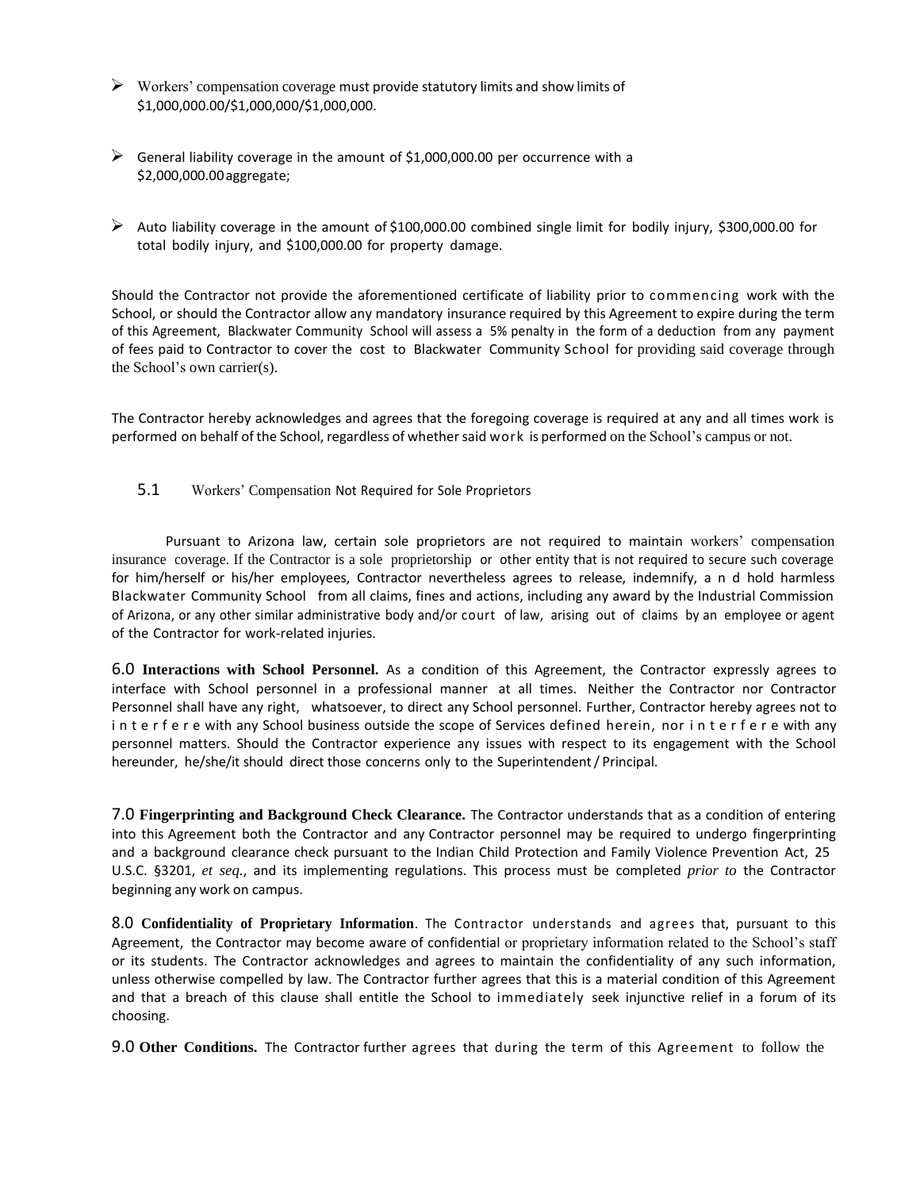- Workers' compensation coverage must provide statutory limits and show limits of $1,000,000.00/$1,000,000/$1,000,000.

- General liability coverage in the amount of $1,000,000.00 per occurrence with a $2,000,000.00 aggregate;

- Auto liability coverage in the amount of $100,000.00 combined single limit for bodily injury, $300,000.00 for total bodily injury, and $100,000.00 for property damage.

Should the Contractor not provide the aforementioned certificate of liability prior to commencing work with the School, or should the Contractor allow any mandatory insurance required by this Agreement to expire during the term of this Agreement, Blackwater Community School will assess a 5% penalty in the form of a deduction from any payment of fees paid to Contractor to cover the cost to Blackwater Community School for providing said coverage through the School's own carrier(s).

The Contractor hereby acknowledges and agrees that the foregoing coverage is required at any and all times work is performed on behalf of the School, regardless of whether said work is performed on the School's campus or not.

### 5.1 Workers' Compensation Not Required for Sole Proprietors

Pursuant to Arizona law, certain sole proprietors are not required to maintain workers' compensation insurance coverage. If the Contractor is a sole proprietorship or other entity that is not required to secure such coverage for him/herself or his/her employees, Contractor nevertheless agrees to release, indemnify, and hold harmless Blackwater Community School from all claims, fines and actions, including any award by the Industrial Commission of Arizona, or any other similar administrative body and/or court of law, arising out of claims by an employee or agent of the Contractor for work-related injuries.

6.0 **Interactions with School Personnel.** As a condition of this Agreement, the Contractor expressly agrees to interface with School personnel in a professional manner at all times. Neither the Contractor nor Contractor Personnel shall have any right, whatsoever, to direct any School personnel. Further, Contractor hereby agrees not to interfere with any School business outside the scope of Services defined herein, nor interfere with any personnel matters. Should the Contractor experience any issues with respect to its engagement with the School hereunder, he/she/it should direct those concerns only to the Superintendent / Principal.

7.0 **Fingerprinting and Background Check Clearance.** The Contractor understands that as a condition of entering into this Agreement both the Contractor and any Contractor personnel may be required to undergo fingerprinting and a background clearance check pursuant to the Indian Child Protection and Family Violence Prevention Act, 25 U.S.C. §3201, *et seq.*, and its implementing regulations. This process must be completed *prior to* the Contractor beginning any work on campus.

8.0 **Confidentiality of Proprietary Information**. The Contractor understands and agrees that, pursuant to this Agreement, the Contractor may become aware of confidential or proprietary information related to the School's staff or its students. The Contractor acknowledges and agrees to maintain the confidentiality of any such information, unless otherwise compelled by law. The Contractor further agrees that this is a material condition of this Agreement and that a breach of this clause shall entitle the School to immediately seek injunctive relief in a forum of its choosing.

9.0 **Other Conditions.** The Contractor further agrees that during the term of this Agreement to follow the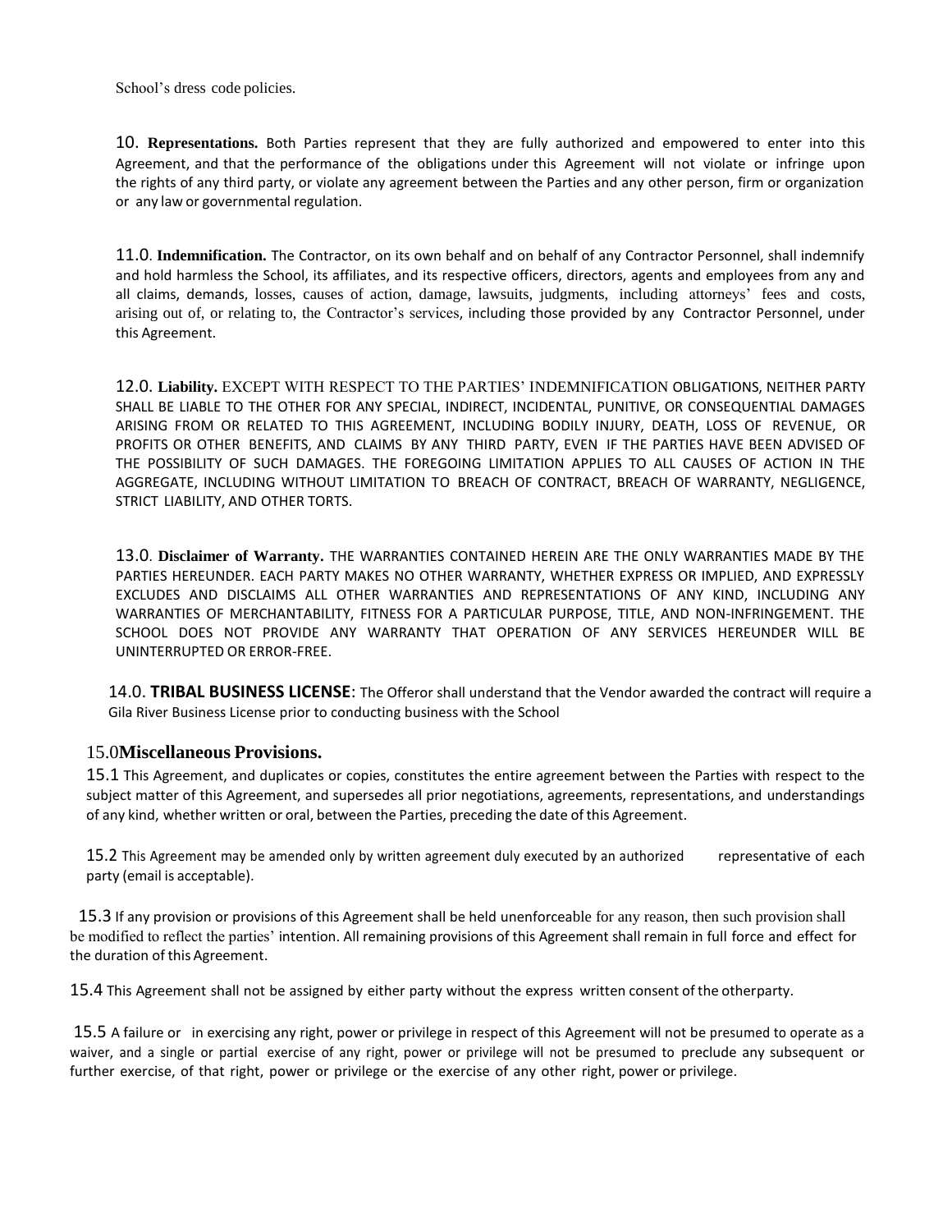School's dress code policies.

10. **Representations.** Both Parties represent that they are fully authorized and empowered to enter into this Agreement, and that the performance of the obligations under this Agreement will not violate or infringe upon the rights of any third party, or violate any agreement between the Parties and any other person, firm or organization or any law or governmental regulation.

11.0. **Indemnification.** The Contractor, on its own behalf and on behalf of any Contractor Personnel, shall indemnify and hold harmless the School, its affiliates, and its respective officers, directors, agents and employees from any and all claims, demands, losses, causes of action, damage, lawsuits, judgments, including attorneys' fees and costs, arising out of, or relating to, the Contractor's services, including those provided by any Contractor Personnel, under this Agreement.

12.0. **Liability.** EXCEPT WITH RESPECT TO THE PARTIES' INDEMNIFICATION OBLIGATIONS, NEITHER PARTY SHALL BE LIABLE TO THE OTHER FOR ANY SPECIAL, INDIRECT, INCIDENTAL, PUNITIVE, OR CONSEQUENTIAL DAMAGES ARISING FROM OR RELATED TO THIS AGREEMENT, INCLUDING BODILY INJURY, DEATH, LOSS OF REVENUE, OR PROFITS OR OTHER BENEFITS, AND CLAIMS BY ANY THIRD PARTY, EVEN IF THE PARTIES HAVE BEEN ADVISED OF THE POSSIBILITY OF SUCH DAMAGES. THE FOREGOING LIMITATION APPLIES TO ALL CAUSES OF ACTION IN THE AGGREGATE, INCLUDING WITHOUT LIMITATION TO BREACH OF CONTRACT, BREACH OF WARRANTY, NEGLIGENCE, STRICT LIABILITY, AND OTHER TORTS.

13.0. **Disclaimer of Warranty.** THE WARRANTIES CONTAINED HEREIN ARE THE ONLY WARRANTIES MADE BY THE PARTIES HEREUNDER. EACH PARTY MAKES NO OTHER WARRANTY, WHETHER EXPRESS OR IMPLIED, AND EXPRESSLY EXCLUDES AND DISCLAIMS ALL OTHER WARRANTIES AND REPRESENTATIONS OF ANY KIND, INCLUDING ANY WARRANTIES OF MERCHANTABILITY, FITNESS FOR A PARTICULAR PURPOSE, TITLE, AND NON-INFRINGEMENT. THE SCHOOL DOES NOT PROVIDE ANY WARRANTY THAT OPERATION OF ANY SERVICES HEREUNDER WILL BE UNINTERRUPTED OR ERROR-FREE.

14.0. **TRIBAL BUSINESS LICENSE**: The Offeror shall understand that the Vendor awarded the contract will require a Gila River Business License prior to conducting business with the School

## 15.0 Miscellaneous Provisions.

15.1 This Agreement, and duplicates or copies, constitutes the entire agreement between the Parties with respect to the subject matter of this Agreement, and supersedes all prior negotiations, agreements, representations, and understandings of any kind, whether written or oral, between the Parties, preceding the date of this Agreement.

15.2 This Agreement may be amended only by written agreement duly executed by an authorized representative of each party (email is acceptable).

15.3 If any provision or provisions of this Agreement shall be held unenforceable for any reason, then such provision shall be modified to reflect the parties' intention. All remaining provisions of this Agreement shall remain in full force and effect for the duration of this Agreement.

15.4 This Agreement shall not be assigned by either party without the express written consent of the otherparty.

15.5 A failure or in exercising any right, power or privilege in respect of this Agreement will not be presumed to operate as a waiver, and a single or partial exercise of any right, power or privilege will not be presumed to preclude any subsequent or further exercise, of that right, power or privilege or the exercise of any other right, power or privilege.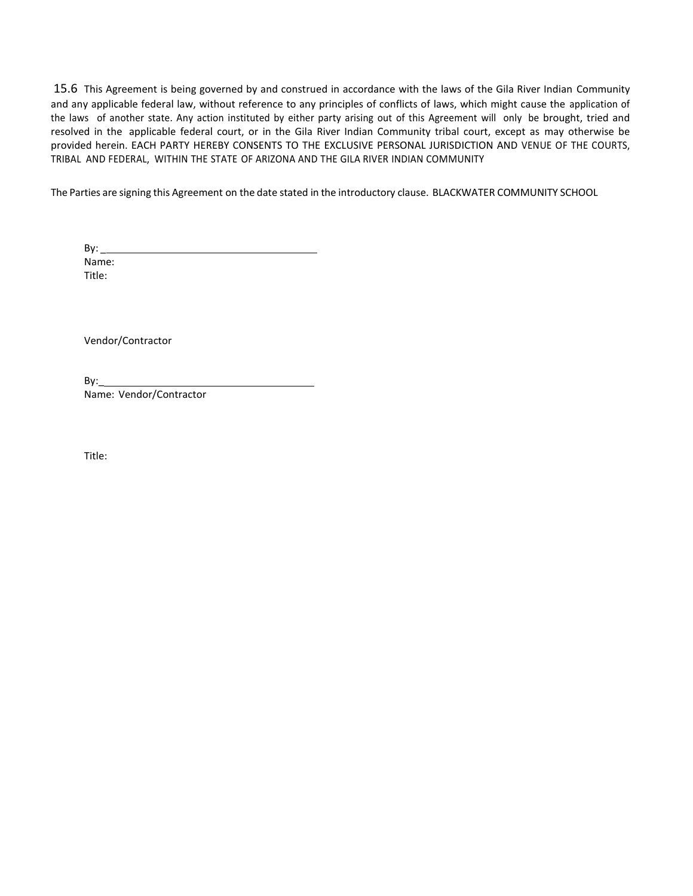15.6 This Agreement is being governed by and construed in accordance with the laws of the Gila River Indian Community and any applicable federal law, without reference to any principles of conflicts of laws, which might cause the application of the laws of another state. Any action instituted by either party arising out of this Agreement will only be brought, tried and resolved in the applicable federal court, or in the Gila River Indian Community tribal court, except as may otherwise be provided herein. EACH PARTY HEREBY CONSENTS TO THE EXCLUSIVE PERSONAL JURISDICTION AND VENUE OF THE COURTS, TRIBAL AND FEDERAL, WITHIN THE STATE OF ARIZONA AND THE GILA RIVER INDIAN COMMUNITY

The Parties are signing this Agreement on the date stated in the introductory clause. BLACKWATER COMMUNITY SCHOOL

By: ________________________________________

Name:

Title:

Vendor/Contractor

By: ________________________________________

Name: Vendor/Contractor

Title: